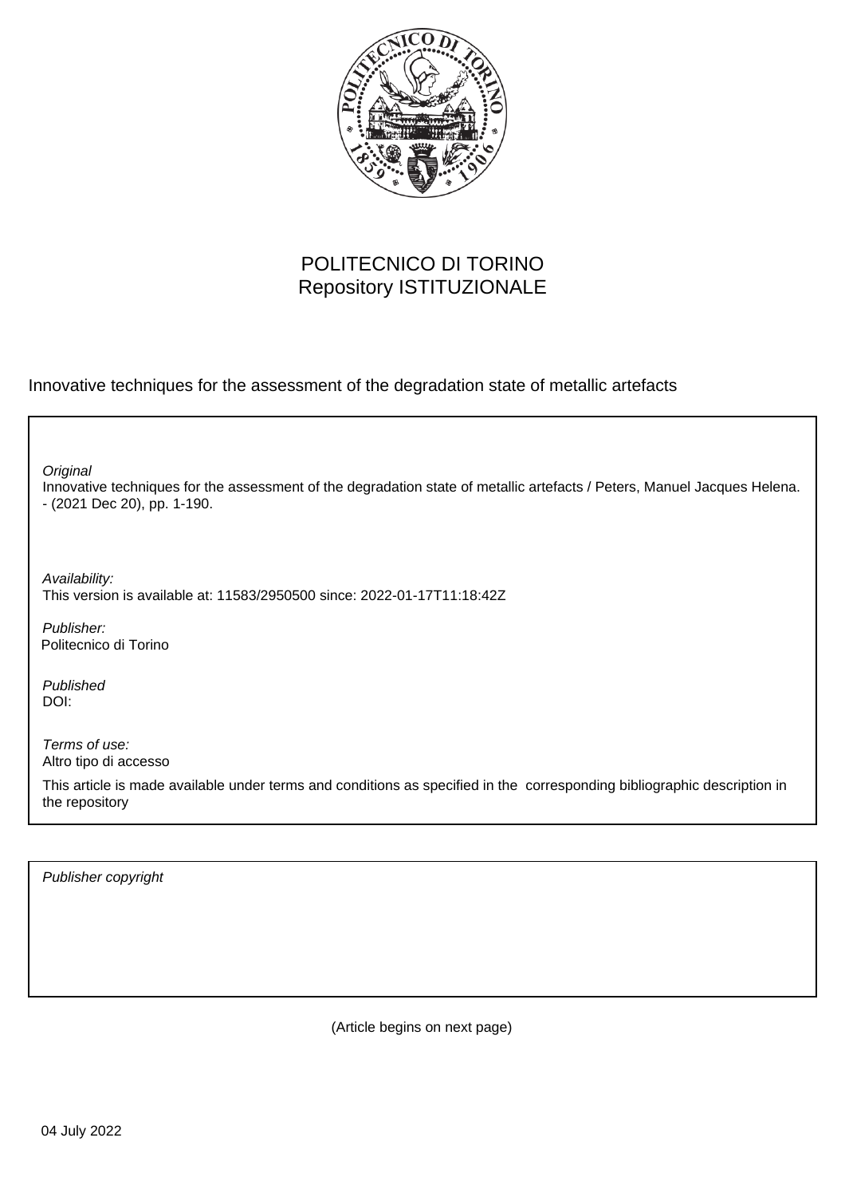POLITECNICO DI TORINO
Repository ISTITUZIONALE

Innovative techniques for the assessment of the degradation state of metallic artefacts

*Original*
Innovative techniques for the assessment of the degradation state of metallic artefacts / Peters, Manuel Jacques Helena. - (2021 Dec 20), pp. 1-190.

*Availability:*
This version is available at: 11583/2950500 since: 2022-01-17T11:18:42Z

*Publisher:*
Politecnico di Torino

*Published*
DOI:

*Terms of use:*
Altro tipo di accesso

This article is made available under terms and conditions as specified in the corresponding bibliographic description in the repository

*Publisher copyright*

(Article begins on next page)

04 July 2022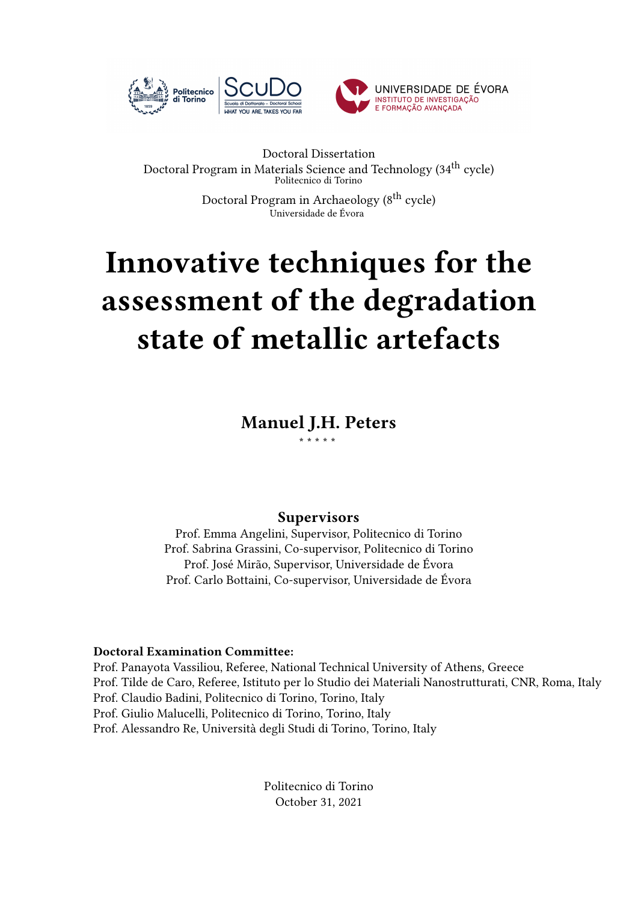Doctoral Dissertation
Doctoral Program in Materials Science and Technology (34th cycle)
Politecnico di Torino

Doctoral Program in Archaeology (8th cycle)
Universidade de Évora

# Innovative techniques for the assessment of the degradation state of metallic artefacts

## Manuel J.H. Peters

\* \* \* \* \*

### Supervisors

Prof. Emma Angelini, Supervisor, Politecnico di Torino
Prof. Sabrina Grassini, Co-supervisor, Politecnico di Torino
Prof. José Mirão, Supervisor, Universidade de Évora
Prof. Carlo Bottaini, Co-supervisor, Universidade de Évora

**Doctoral Examination Committee:**
Prof. Panayota Vassiliou, Referee, National Technical University of Athens, Greece
Prof. Tilde de Caro, Referee, Istituto per lo Studio dei Materiali Nanostrutturati, CNR, Roma, Italy
Prof. Claudio Badini, Politecnico di Torino, Torino, Italy
Prof. Giulio Malucelli, Politecnico di Torino, Torino, Italy
Prof. Alessandro Re, Università degli Studi di Torino, Torino, Italy

Politecnico di Torino
October 31, 2021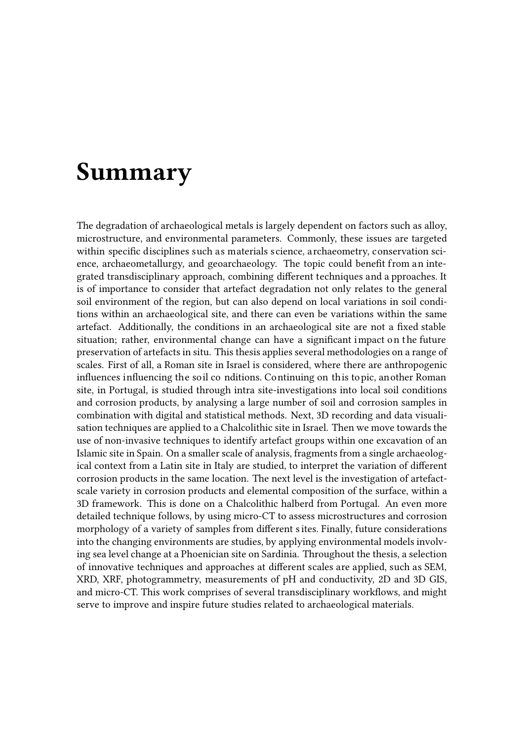# Summary

The degradation of archaeological metals is largely dependent on factors such as alloy, microstructure, and environmental parameters. Commonly, these issues are targeted within specific disciplines such as materials science, archaeometry, conservation science, archaeometallurgy, and geoarchaeology. The topic could benefit from an integrated transdisciplinary approach, combining different techniques and approaches. It is of importance to consider that artefact degradation not only relates to the general soil environment of the region, but can also depend on local variations in soil conditions within an archaeological site, and there can even be variations within the same artefact. Additionally, the conditions in an archaeological site are not a fixed stable situation; rather, environmental change can have a significant impact on the future preservation of artefacts in situ. This thesis applies several methodologies on a range of scales. First of all, a Roman site in Israel is considered, where there are anthropogenic influences influencing the soil conditions. Continuing on this topic, another Roman site, in Portugal, is studied through intra site-investigations into local soil conditions and corrosion products, by analysing a large number of soil and corrosion samples in combination with digital and statistical methods. Next, 3D recording and data visualisation techniques are applied to a Chalcolithic site in Israel. Then we move towards the use of non-invasive techniques to identify artefact groups within one excavation of an Islamic site in Spain. On a smaller scale of analysis, fragments from a single archaeological context from a Latin site in Italy are studied, to interpret the variation of different corrosion products in the same location. The next level is the investigation of artefact-scale variety in corrosion products and elemental composition of the surface, within a 3D framework. This is done on a Chalcolithic halberd from Portugal. An even more detailed technique follows, by using micro-CT to assess microstructures and corrosion morphology of a variety of samples from different sites. Finally, future considerations into the changing environments are studies, by applying environmental models involving sea level change at a Phoenician site on Sardinia. Throughout the thesis, a selection of innovative techniques and approaches at different scales are applied, such as SEM, XRD, XRF, photogrammetry, measurements of pH and conductivity, 2D and 3D GIS, and micro-CT. This work comprises of several transdisciplinary workflows, and might serve to improve and inspire future studies related to archaeological materials.